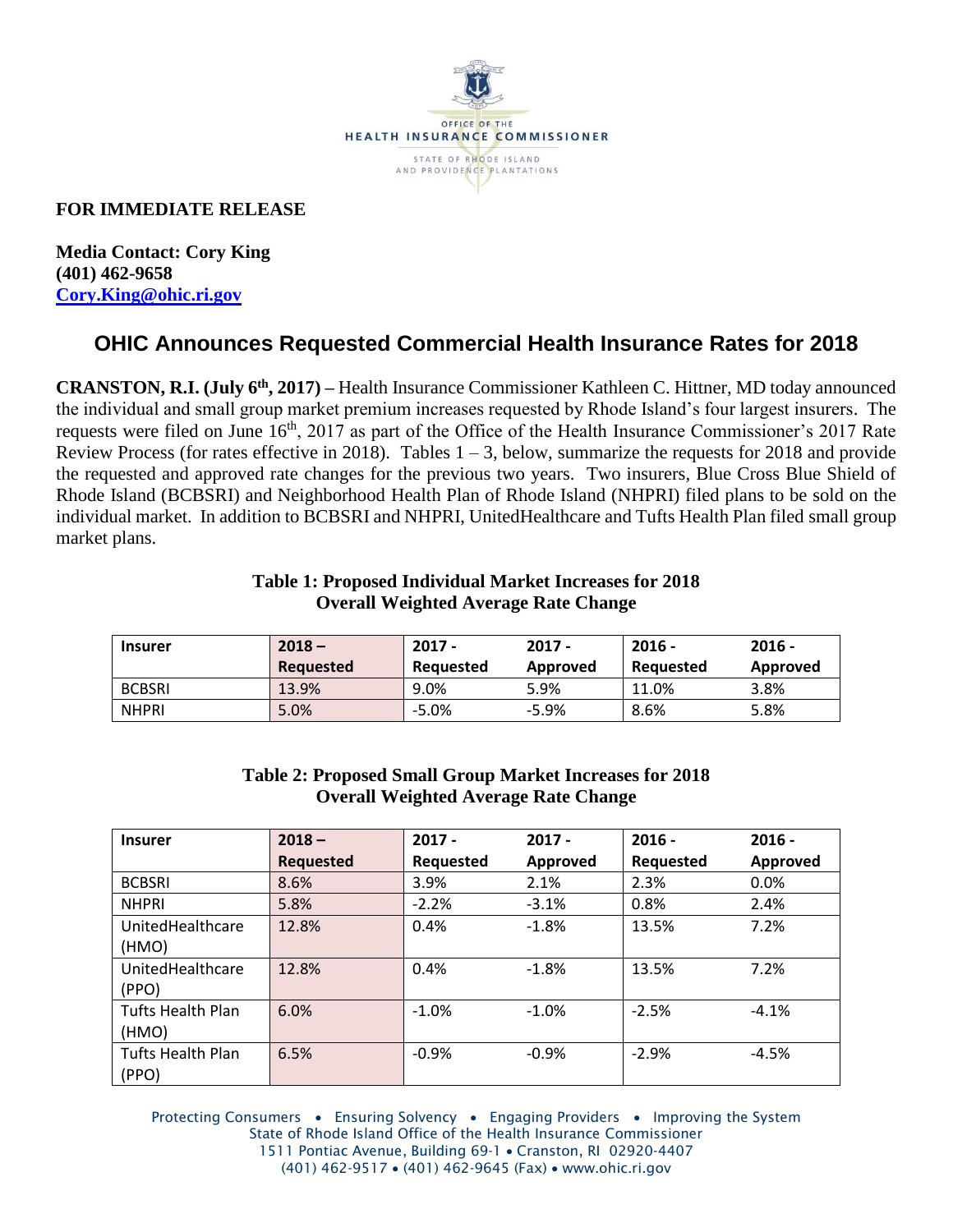OFFICE OF THE HEALTH INSURANCE COMMISSIONER

STATE OF RHODE ISLAND AND PROVIDENCE PLANTATIONS

**FOR IMMEDIATE RELEASE**

**Media Contact: Cory King**
**(401) 462-9658**
**Cory.King@ohic.ri.gov**

# OHIC Announces Requested Commercial Health Insurance Rates for 2018

**CRANSTON, R.I. (July 6th, 2017) –** Health Insurance Commissioner Kathleen C. Hittner, MD today announced the individual and small group market premium increases requested by Rhode Island's four largest insurers. The requests were filed on June 16th, 2017 as part of the Office of the Health Insurance Commissioner's 2017 Rate Review Process (for rates effective in 2018). Tables 1 – 3, below, summarize the requests for 2018 and provide the requested and approved rate changes for the previous two years. Two insurers, Blue Cross Blue Shield of Rhode Island (BCBSRI) and Neighborhood Health Plan of Rhode Island (NHPRI) filed plans to be sold on the individual market. In addition to BCBSRI and NHPRI, UnitedHealthcare and Tufts Health Plan filed small group market plans.

**Table 1: Proposed Individual Market Increases for 2018**
**Overall Weighted Average Rate Change**

| Insurer | 2018 – Requested | 2017 - Requested | 2017 - Approved | 2016 - Requested | 2016 - Approved |
|---|---|---|---|---|---|
| BCBSRI | 13.9% | 9.0% | 5.9% | 11.0% | 3.8% |
| NHPRI | 5.0% | -5.0% | -5.9% | 8.6% | 5.8% |

**Table 2: Proposed Small Group Market Increases for 2018**
**Overall Weighted Average Rate Change**

| Insurer | 2018 – Requested | 2017 - Requested | 2017 - Approved | 2016 - Requested | 2016 - Approved |
|---|---|---|---|---|---|
| BCBSRI | 8.6% | 3.9% | 2.1% | 2.3% | 0.0% |
| NHPRI | 5.8% | -2.2% | -3.1% | 0.8% | 2.4% |
| UnitedHealthcare (HMO) | 12.8% | 0.4% | -1.8% | 13.5% | 7.2% |
| UnitedHealthcare (PPO) | 12.8% | 0.4% | -1.8% | 13.5% | 7.2% |
| Tufts Health Plan (HMO) | 6.0% | -1.0% | -1.0% | -2.5% | -4.1% |
| Tufts Health Plan (PPO) | 6.5% | -0.9% | -0.9% | -2.9% | -4.5% |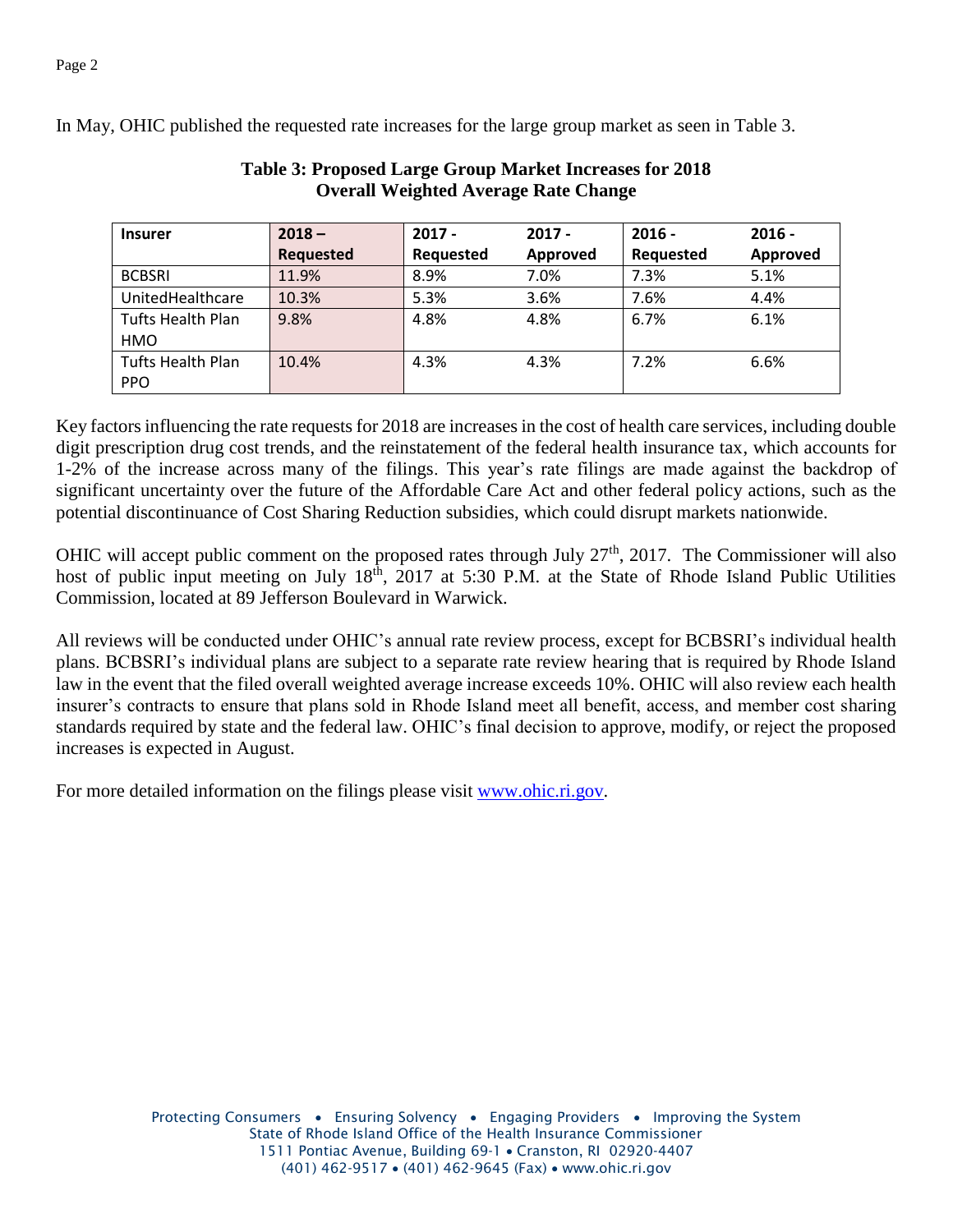In May, OHIC published the requested rate increases for the large group market as seen in Table 3.

**Table 3: Proposed Large Group Market Increases for 2018**
**Overall Weighted Average Rate Change**

| Insurer | 2018 – Requested | 2017 - Requested | 2017 - Approved | 2016 - Requested | 2016 - Approved |
|---|---|---|---|---|---|
| BCBSRI | 11.9% | 8.9% | 7.0% | 7.3% | 5.1% |
| UnitedHealthcare | 10.3% | 5.3% | 3.6% | 7.6% | 4.4% |
| Tufts Health Plan HMO | 9.8% | 4.8% | 4.8% | 6.7% | 6.1% |
| Tufts Health Plan PPO | 10.4% | 4.3% | 4.3% | 7.2% | 6.6% |

Key factors influencing the rate requests for 2018 are increases in the cost of health care services, including double digit prescription drug cost trends, and the reinstatement of the federal health insurance tax, which accounts for 1-2% of the increase across many of the filings. This year's rate filings are made against the backdrop of significant uncertainty over the future of the Affordable Care Act and other federal policy actions, such as the potential discontinuance of Cost Sharing Reduction subsidies, which could disrupt markets nationwide.

OHIC will accept public comment on the proposed rates through July 27th, 2017. The Commissioner will also host of public input meeting on July 18th, 2017 at 5:30 P.M. at the State of Rhode Island Public Utilities Commission, located at 89 Jefferson Boulevard in Warwick.

All reviews will be conducted under OHIC's annual rate review process, except for BCBSRI's individual health plans. BCBSRI's individual plans are subject to a separate rate review hearing that is required by Rhode Island law in the event that the filed overall weighted average increase exceeds 10%. OHIC will also review each health insurer's contracts to ensure that plans sold in Rhode Island meet all benefit, access, and member cost sharing standards required by state and the federal law. OHIC's final decision to approve, modify, or reject the proposed increases is expected in August.

For more detailed information on the filings please visit [www.ohic.ri.gov](http://www.ohic.ri.gov).